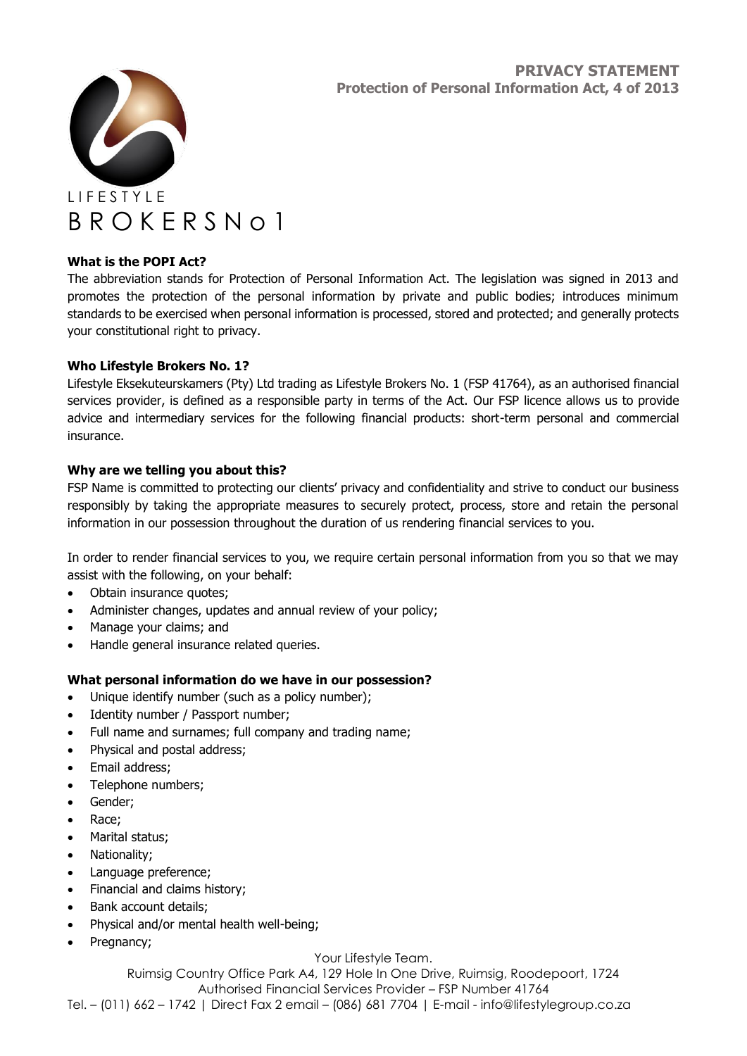# PRIVACY STATEMENT

**Protection of Personal Information Act, 4 of 2013**

LIFESTYLE
BROKERS No 1

### What is the POPI Act?

The abbreviation stands for Protection of Personal Information Act. The legislation was signed in 2013 and promotes the protection of the personal information by private and public bodies; introduces minimum standards to be exercised when personal information is processed, stored and protected; and generally protects your constitutional right to privacy.

### Who Lifestyle Brokers No. 1?

Lifestyle Eksekuteurskamers (Pty) Ltd trading as Lifestyle Brokers No. 1 (FSP 41764), as an authorised financial services provider, is defined as a responsible party in terms of the Act. Our FSP licence allows us to provide advice and intermediary services for the following financial products: short-term personal and commercial insurance.

### Why are we telling you about this?

FSP Name is committed to protecting our clients' privacy and confidentiality and strive to conduct our business responsibly by taking the appropriate measures to securely protect, process, store and retain the personal information in our possession throughout the duration of us rendering financial services to you.

In order to render financial services to you, we require certain personal information from you so that we may assist with the following, on your behalf:

- Obtain insurance quotes;
- Administer changes, updates and annual review of your policy;
- Manage your claims; and
- Handle general insurance related queries.

### What personal information do we have in our possession?

- Unique identify number (such as a policy number);
- Identity number / Passport number;
- Full name and surnames; full company and trading name;
- Physical and postal address;
- Email address;
- Telephone numbers;
- Gender;
- Race;
- Marital status;
- Nationality;
- Language preference;
- Financial and claims history;
- Bank account details;
- Physical and/or mental health well-being;
- Pregnancy;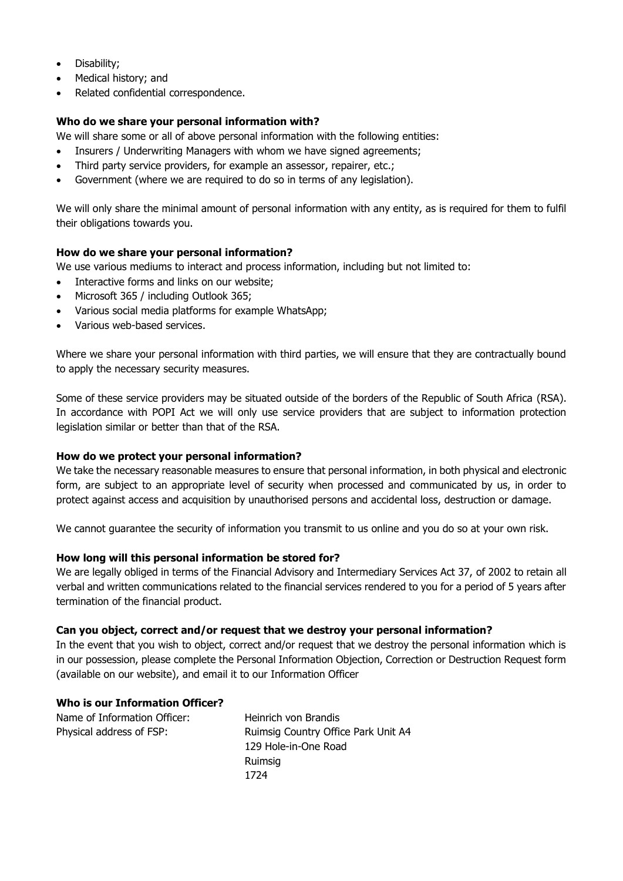- Disability;
- Medical history; and
- Related confidential correspondence.

**Who do we share your personal information with?**

We will share some or all of above personal information with the following entities:

- Insurers / Underwriting Managers with whom we have signed agreements;
- Third party service providers, for example an assessor, repairer, etc.;
- Government (where we are required to do so in terms of any legislation).

We will only share the minimal amount of personal information with any entity, as is required for them to fulfil their obligations towards you.

**How do we share your personal information?**

We use various mediums to interact and process information, including but not limited to:

- Interactive forms and links on our website;
- Microsoft 365 / including Outlook 365;
- Various social media platforms for example WhatsApp;
- Various web-based services.

Where we share your personal information with third parties, we will ensure that they are contractually bound to apply the necessary security measures.

Some of these service providers may be situated outside of the borders of the Republic of South Africa (RSA). In accordance with POPI Act we will only use service providers that are subject to information protection legislation similar or better than that of the RSA.

**How do we protect your personal information?**

We take the necessary reasonable measures to ensure that personal information, in both physical and electronic form, are subject to an appropriate level of security when processed and communicated by us, in order to protect against access and acquisition by unauthorised persons and accidental loss, destruction or damage.

We cannot guarantee the security of information you transmit to us online and you do so at your own risk.

**How long will this personal information be stored for?**

We are legally obliged in terms of the Financial Advisory and Intermediary Services Act 37, of 2002 to retain all verbal and written communications related to the financial services rendered to you for a period of 5 years after termination of the financial product.

**Can you object, correct and/or request that we destroy your personal information?**

In the event that you wish to object, correct and/or request that we destroy the personal information which is in our possession, please complete the Personal Information Objection, Correction or Destruction Request form (available on our website), and email it to our Information Officer

**Who is our Information Officer?**

Name of Information Officer: Heinrich von Brandis

Physical address of FSP: Ruimsig Country Office Park Unit A4
129 Hole-in-One Road
Ruimsig
1724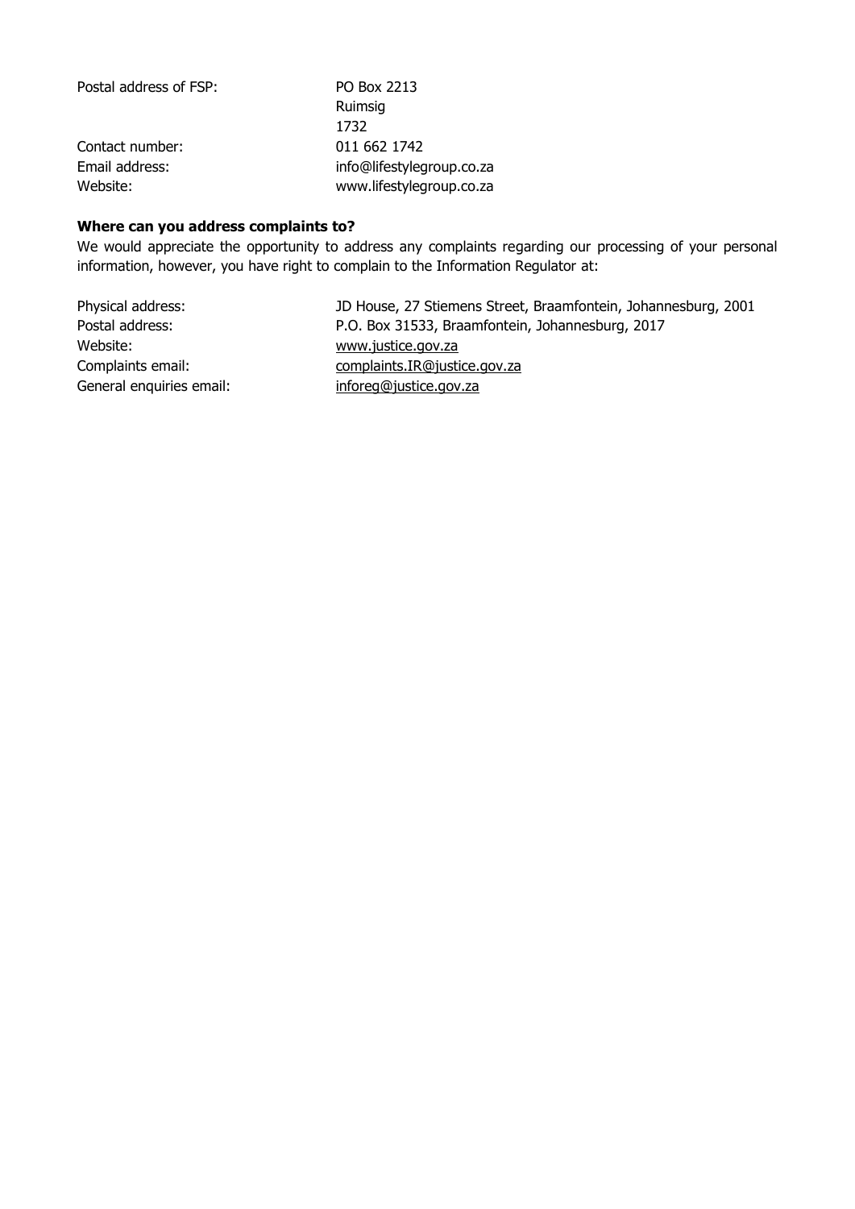| | |
|---|---|
| Postal address of FSP: | PO Box 2213<br>Ruimsig<br>1732 |
| Contact number: | 011 662 1742 |
| Email address: | info@lifestylegroup.co.za |
| Website: | www.lifestylegroup.co.za |

**Where can you address complaints to?**

We would appreciate the opportunity to address any complaints regarding our processing of your personal information, however, you have right to complain to the Information Regulator at:

| | |
|---|---|
| Physical address: | JD House, 27 Stiemens Street, Braamfontein, Johannesburg, 2001 |
| Postal address: | P.O. Box 31533, Braamfontein, Johannesburg, 2017 |
| Website: | www.justice.gov.za |
| Complaints email: | complaints.IR@justice.gov.za |
| General enquiries email: | inforeg@justice.gov.za |